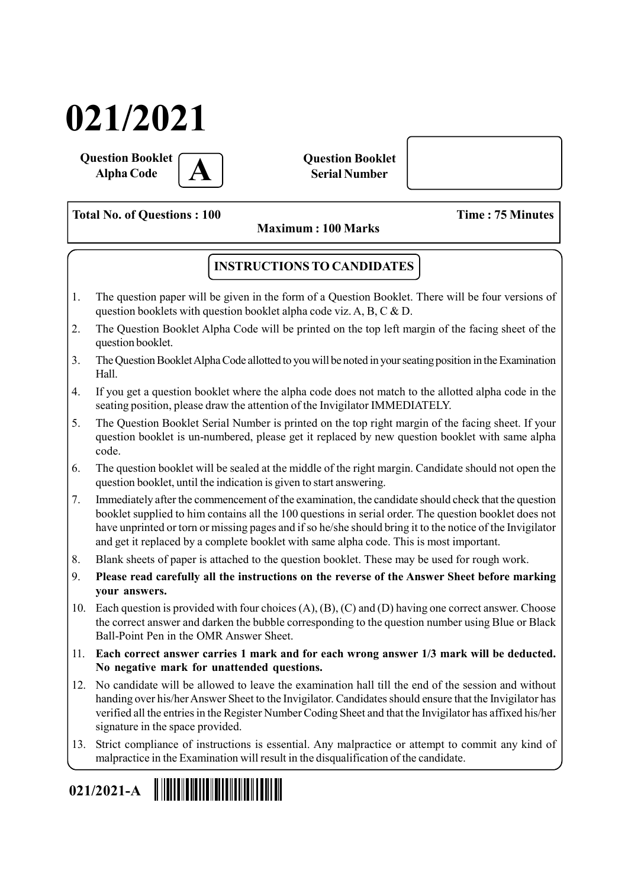# 021/2021

**Question Booklet Alpha Code** **A**

**Question Booklet Serial Number**

**Total No. of Questions : 100** **Time : 75 Minutes**

**Maximum : 100 Marks**

## INSTRUCTIONS TO CANDIDATES

1. The question paper will be given in the form of a Question Booklet. There will be four versions of question booklets with question booklet alpha code viz. A, B, C & D.
2. The Question Booklet Alpha Code will be printed on the top left margin of the facing sheet of the question booklet.
3. The Question Booklet Alpha Code allotted to you will be noted in your seating position in the Examination Hall.
4. If you get a question booklet where the alpha code does not match to the allotted alpha code in the seating position, please draw the attention of the Invigilator IMMEDIATELY.
5. The Question Booklet Serial Number is printed on the top right margin of the facing sheet. If your question booklet is un-numbered, please get it replaced by new question booklet with same alpha code.
6. The question booklet will be sealed at the middle of the right margin. Candidate should not open the question booklet, until the indication is given to start answering.
7. Immediately after the commencement of the examination, the candidate should check that the question booklet supplied to him contains all the 100 questions in serial order. The question booklet does not have unprinted or torn or missing pages and if so he/she should bring it to the notice of the Invigilator and get it replaced by a complete booklet with same alpha code. This is most important.
8. Blank sheets of paper is attached to the question booklet. These may be used for rough work.
9. **Please read carefully all the instructions on the reverse of the Answer Sheet before marking your answers.**
10. Each question is provided with four choices (A), (B), (C) and (D) having one correct answer. Choose the correct answer and darken the bubble corresponding to the question number using Blue or Black Ball-Point Pen in the OMR Answer Sheet.
11. **Each correct answer carries 1 mark and for each wrong answer 1/3 mark will be deducted. No negative mark for unattended questions.**
12. No candidate will be allowed to leave the examination hall till the end of the session and without handing over his/her Answer Sheet to the Invigilator. Candidates should ensure that the Invigilator has verified all the entries in the Register Number Coding Sheet and that the Invigilator has affixed his/her signature in the space provided.
13. Strict compliance of instructions is essential. Any malpractice or attempt to commit any kind of malpractice in the Examination will result in the disqualification of the candidate.

**021/2021-A**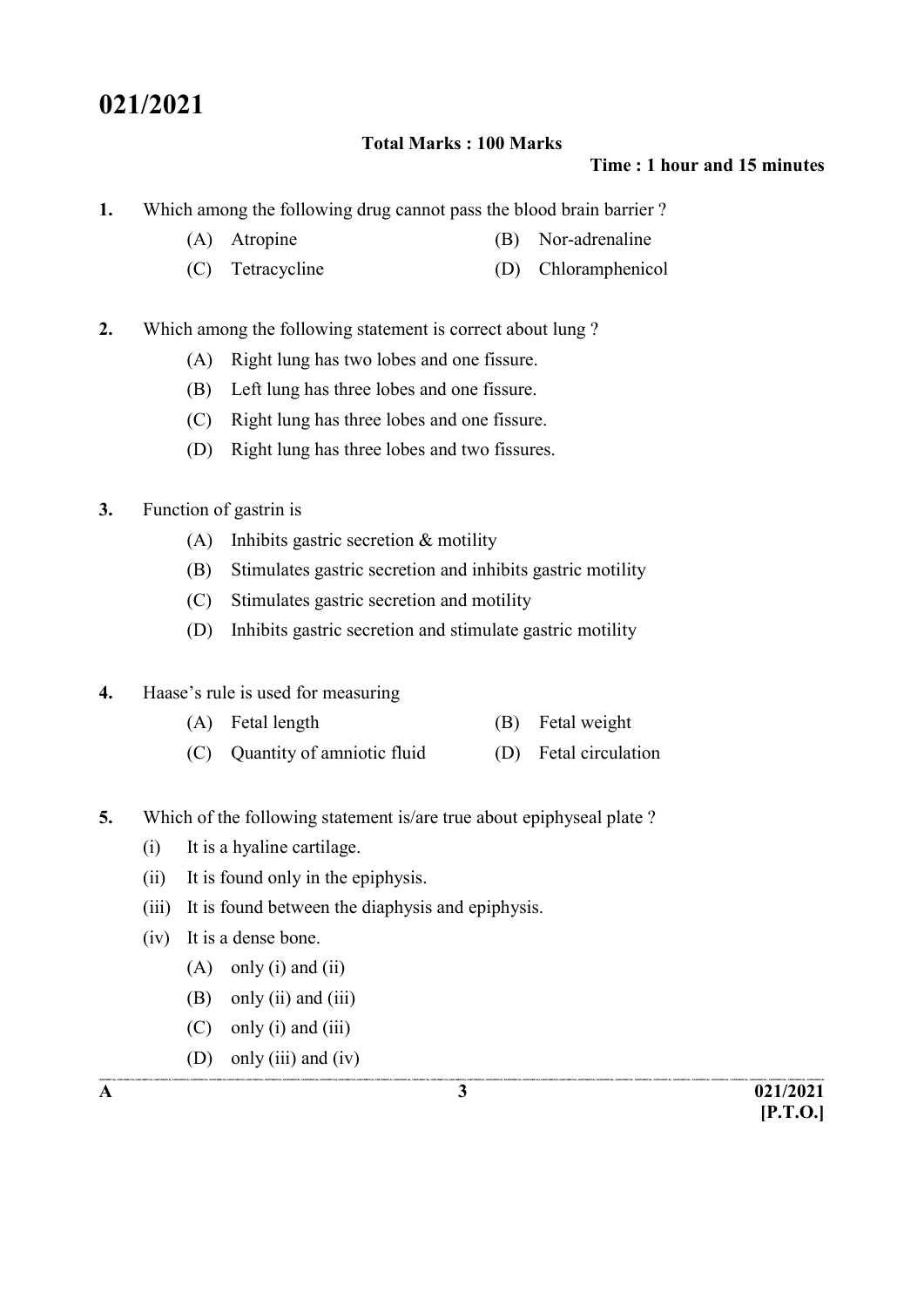# 021/2021

**Total Marks : 100 Marks**

**Time : 1 hour and 15 minutes**

**1.** Which among the following drug cannot pass the blood brain barrier ?

- (A) Atropine
- (B) Nor-adrenaline
- (C) Tetracycline
- (D) Chloramphenicol

**2.** Which among the following statement is correct about lung ?

- (A) Right lung has two lobes and one fissure.
- (B) Left lung has three lobes and one fissure.
- (C) Right lung has three lobes and one fissure.
- (D) Right lung has three lobes and two fissures.

**3.** Function of gastrin is

- (A) Inhibits gastric secretion & motility
- (B) Stimulates gastric secretion and inhibits gastric motility
- (C) Stimulates gastric secretion and motility
- (D) Inhibits gastric secretion and stimulate gastric motility

**4.** Haase's rule is used for measuring

- (A) Fetal length
- (B) Fetal weight
- (C) Quantity of amniotic fluid
- (D) Fetal circulation

**5.** Which of the following statement is/are true about epiphyseal plate ?

- (i) It is a hyaline cartilage.
- (ii) It is found only in the epiphysis.
- (iii) It is found between the diaphysis and epiphysis.
- (iv) It is a dense bone.

  - (A) only (i) and (ii)
  - (B) only (ii) and (iii)
  - (C) only (i) and (iii)
  - (D) only (iii) and (iv)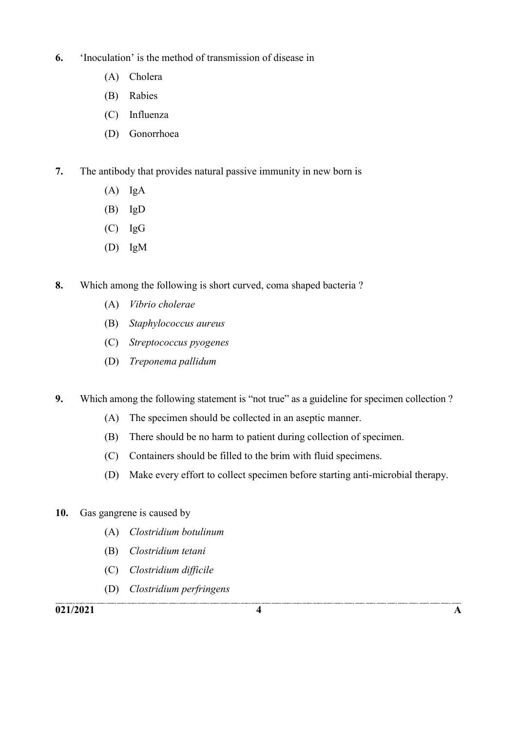6. ‘Inoculation’ is the method of transmission of disease in

   (A) Cholera

   (B) Rabies

   (C) Influenza

   (D) Gonorrhoea

7. The antibody that provides natural passive immunity in new born is

   (A) IgA

   (B) IgD

   (C) IgG

   (D) IgM

8. Which among the following is short curved, coma shaped bacteria ?

   (A) *Vibrio cholerae*

   (B) *Staphylococcus aureus*

   (C) *Streptococcus pyogenes*

   (D) *Treponema pallidum*

9. Which among the following statement is “not true” as a guideline for specimen collection ?

   (A) The specimen should be collected in an aseptic manner.

   (B) There should be no harm to patient during collection of specimen.

   (C) Containers should be filled to the brim with fluid specimens.

   (D) Make every effort to collect specimen before starting anti-microbial therapy.

10. Gas gangrene is caused by

    (A) *Clostridium botulinum*

    (B) *Clostridium tetani*

    (C) *Clostridium difficile*

    (D) *Clostridium perfringens*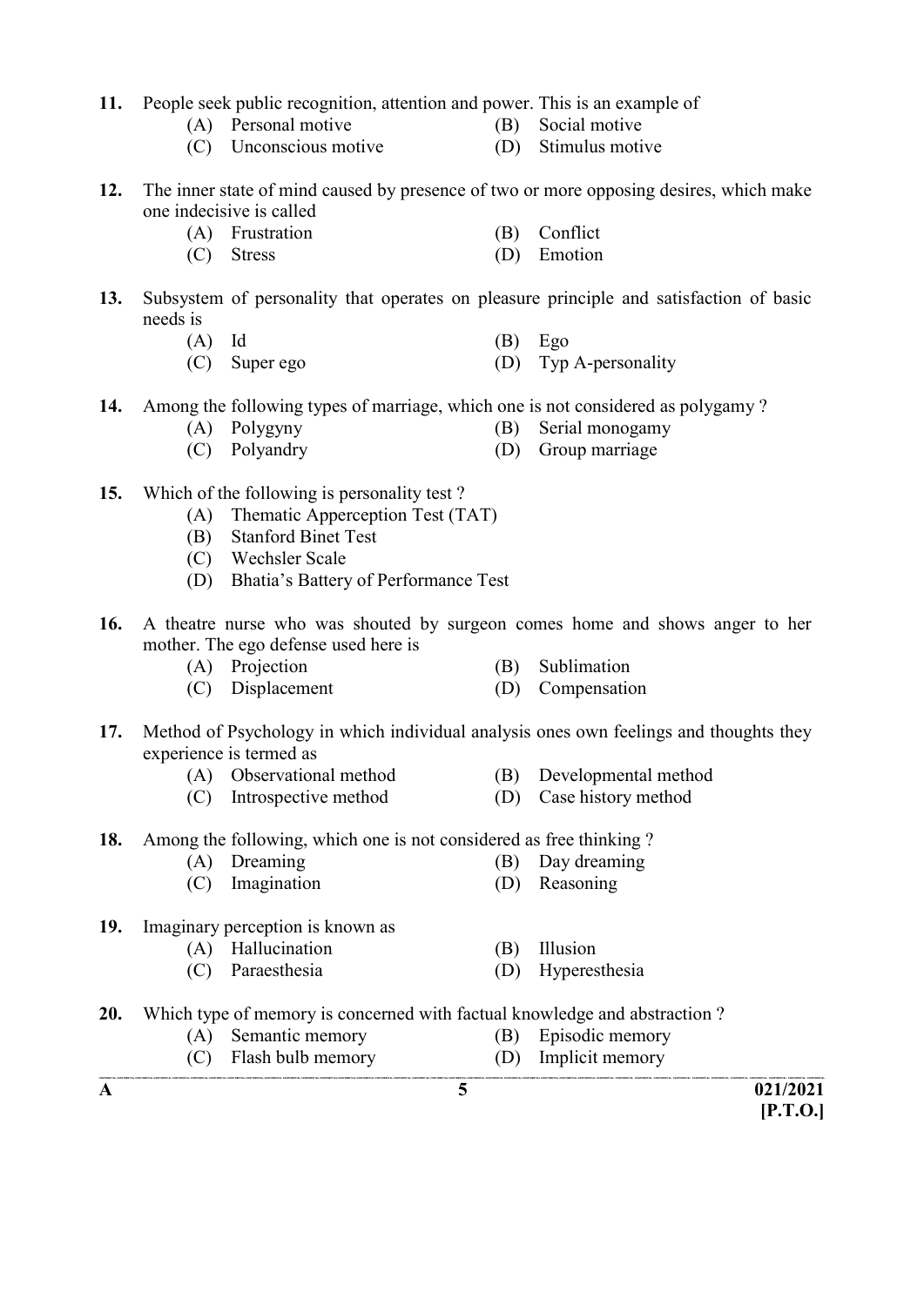11. People seek public recognition, attention and power. This is an example of
    - (A) Personal motive
    - (B) Social motive
    - (C) Unconscious motive
    - (D) Stimulus motive

12. The inner state of mind caused by presence of two or more opposing desires, which make one indecisive is called
    - (A) Frustration
    - (B) Conflict
    - (C) Stress
    - (D) Emotion

13. Subsystem of personality that operates on pleasure principle and satisfaction of basic needs is
    - (A) Id
    - (B) Ego
    - (C) Super ego
    - (D) Typ A-personality

14. Among the following types of marriage, which one is not considered as polygamy ?
    - (A) Polygyny
    - (B) Serial monogamy
    - (C) Polyandry
    - (D) Group marriage

15. Which of the following is personality test ?
    - (A) Thematic Apperception Test (TAT)
    - (B) Stanford Binet Test
    - (C) Wechsler Scale
    - (D) Bhatia's Battery of Performance Test

16. A theatre nurse who was shouted by surgeon comes home and shows anger to her mother. The ego defense used here is
    - (A) Projection
    - (B) Sublimation
    - (C) Displacement
    - (D) Compensation

17. Method of Psychology in which individual analysis ones own feelings and thoughts they experience is termed as
    - (A) Observational method
    - (B) Developmental method
    - (C) Introspective method
    - (D) Case history method

18. Among the following, which one is not considered as free thinking ?
    - (A) Dreaming
    - (B) Day dreaming
    - (C) Imagination
    - (D) Reasoning

19. Imaginary perception is known as
    - (A) Hallucination
    - (B) Illusion
    - (C) Paraesthesia
    - (D) Hyperesthesia

20. Which type of memory is concerned with factual knowledge and abstraction ?
    - (A) Semantic memory
    - (B) Episodic memory
    - (C) Flash bulb memory
    - (D) Implicit memory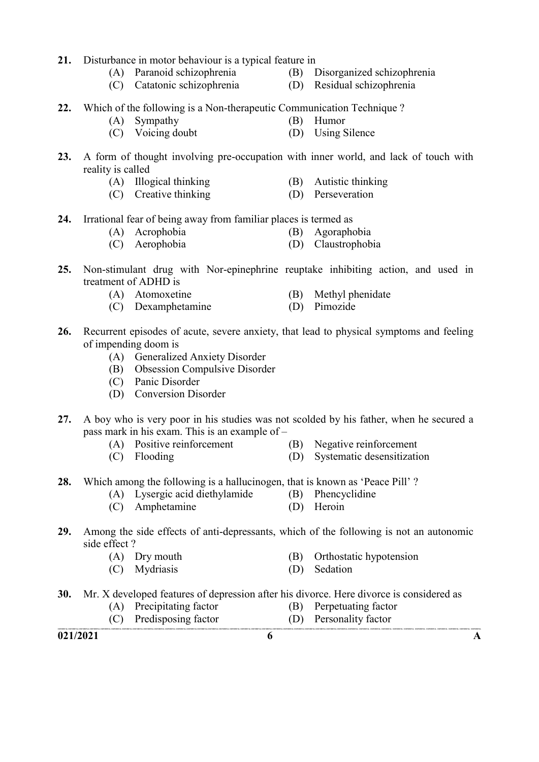21. Disturbance in motor behaviour is a typical feature in
    - (A) Paranoid schizophrenia
    - (B) Disorganized schizophrenia
    - (C) Catatonic schizophrenia
    - (D) Residual schizophrenia

22. Which of the following is a Non-therapeutic Communication Technique ?
    - (A) Sympathy
    - (B) Humor
    - (C) Voicing doubt
    - (D) Using Silence

23. A form of thought involving pre-occupation with inner world, and lack of touch with reality is called
    - (A) Illogical thinking
    - (B) Autistic thinking
    - (C) Creative thinking
    - (D) Perseveration

24. Irrational fear of being away from familiar places is termed as
    - (A) Acrophobia
    - (B) Agoraphobia
    - (C) Aerophobia
    - (D) Claustrophobia

25. Non-stimulant drug with Nor-epinephrine reuptake inhibiting action, and used in treatment of ADHD is
    - (A) Atomoxetine
    - (B) Methyl phenidate
    - (C) Dexamphetamine
    - (D) Pimozide

26. Recurrent episodes of acute, severe anxiety, that lead to physical symptoms and feeling of impending doom is
    - (A) Generalized Anxiety Disorder
    - (B) Obsession Compulsive Disorder
    - (C) Panic Disorder
    - (D) Conversion Disorder

27. A boy who is very poor in his studies was not scolded by his father, when he secured a pass mark in his exam. This is an example of –
    - (A) Positive reinforcement
    - (B) Negative reinforcement
    - (C) Flooding
    - (D) Systematic desensitization

28. Which among the following is a hallucinogen, that is known as 'Peace Pill' ?
    - (A) Lysergic acid diethylamide
    - (B) Phencyclidine
    - (C) Amphetamine
    - (D) Heroin

29. Among the side effects of anti-depressants, which of the following is not an autonomic side effect ?
    - (A) Dry mouth
    - (B) Orthostatic hypotension
    - (C) Mydriasis
    - (D) Sedation

30. Mr. X developed features of depression after his divorce. Here divorce is considered as
    - (A) Precipitating factor
    - (B) Perpetuating factor
    - (C) Predisposing factor
    - (D) Personality factor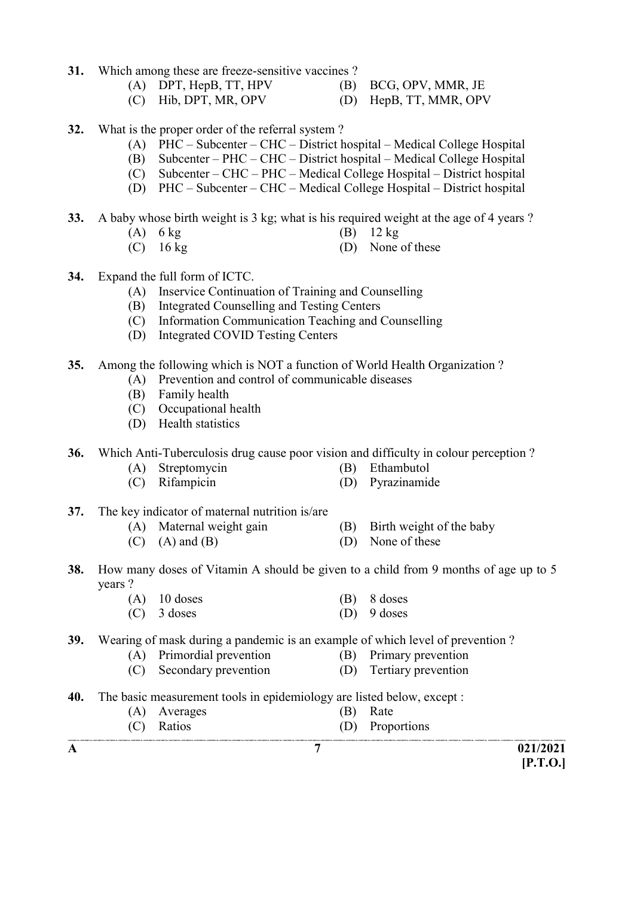31. Which among these are freeze-sensitive vaccines ?
   (A) DPT, HepB, TT, HPV
   (B) BCG, OPV, MMR, JE
   (C) Hib, DPT, MR, OPV
   (D) HepB, TT, MMR, OPV

32. What is the proper order of the referral system ?
   (A) PHC – Subcenter – CHC – District hospital – Medical College Hospital
   (B) Subcenter – PHC – CHC – District hospital – Medical College Hospital
   (C) Subcenter – CHC – PHC – Medical College Hospital – District hospital
   (D) PHC – Subcenter – CHC – Medical College Hospital – District hospital

33. A baby whose birth weight is 3 kg; what is his required weight at the age of 4 years ?
   (A) 6 kg
   (B) 12 kg
   (C) 16 kg
   (D) None of these

34. Expand the full form of ICTC.
   (A) Inservice Continuation of Training and Counselling
   (B) Integrated Counselling and Testing Centers
   (C) Information Communication Teaching and Counselling
   (D) Integrated COVID Testing Centers

35. Among the following which is NOT a function of World Health Organization ?
   (A) Prevention and control of communicable diseases
   (B) Family health
   (C) Occupational health
   (D) Health statistics

36. Which Anti-Tuberculosis drug cause poor vision and difficulty in colour perception ?
   (A) Streptomycin
   (B) Ethambutol
   (C) Rifampicin
   (D) Pyrazinamide

37. The key indicator of maternal nutrition is/are
   (A) Maternal weight gain
   (B) Birth weight of the baby
   (C) (A) and (B)
   (D) None of these

38. How many doses of Vitamin A should be given to a child from 9 months of age up to 5 years ?
   (A) 10 doses
   (B) 8 doses
   (C) 3 doses
   (D) 9 doses

39. Wearing of mask during a pandemic is an example of which level of prevention ?
   (A) Primordial prevention
   (B) Primary prevention
   (C) Secondary prevention
   (D) Tertiary prevention

40. The basic measurement tools in epidemiology are listed below, except :
   (A) Averages
   (B) Rate
   (C) Ratios
   (D) Proportions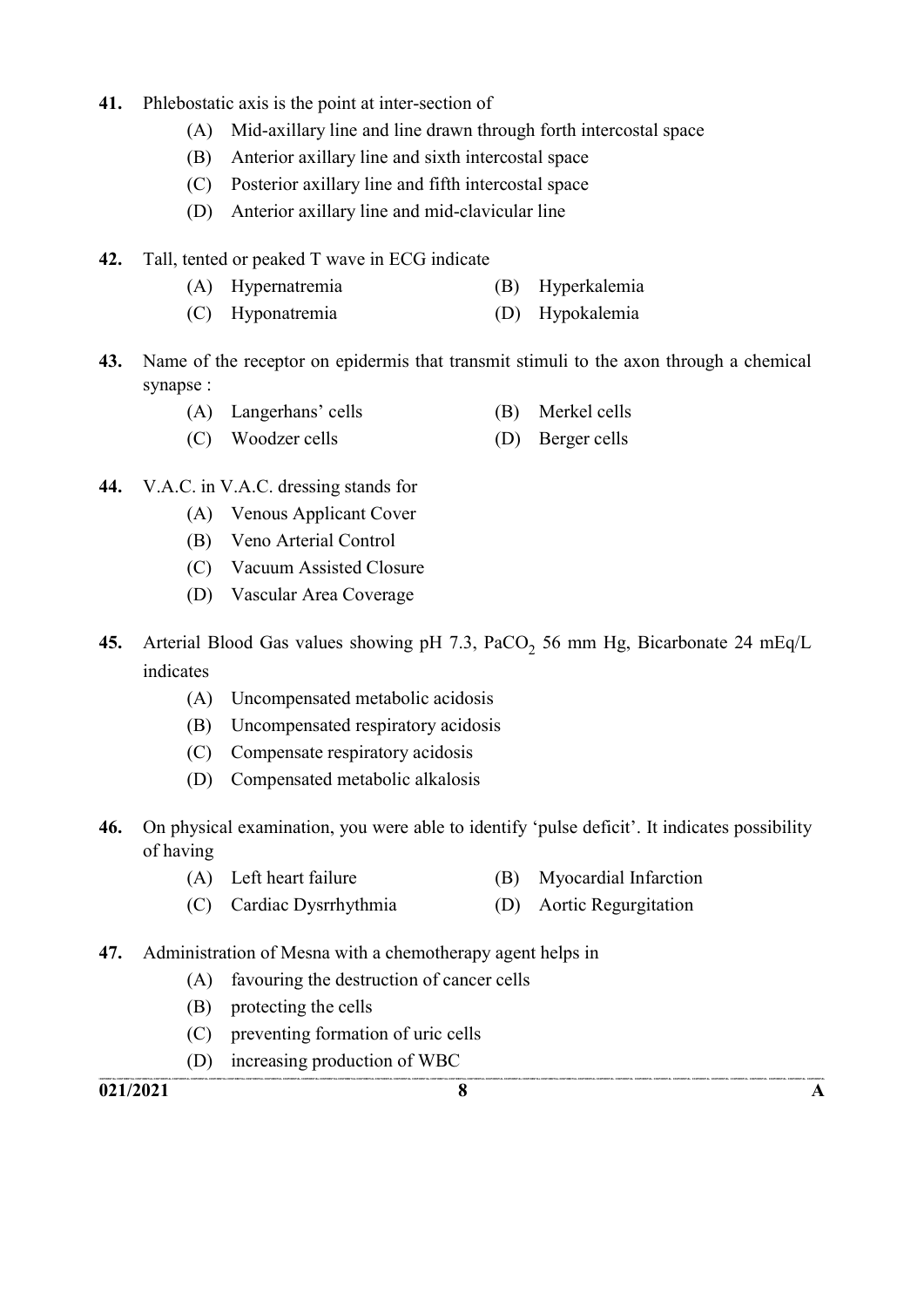41. Phlebostatic axis is the point at inter-section of

    (A) Mid-axillary line and line drawn through forth intercostal space
    (B) Anterior axillary line and sixth intercostal space
    (C) Posterior axillary line and fifth intercostal space
    (D) Anterior axillary line and mid-clavicular line

42. Tall, tented or peaked T wave in ECG indicate

    (A) Hypernatremia
    (B) Hyperkalemia
    (C) Hyponatremia
    (D) Hypokalemia

43. Name of the receptor on epidermis that transmit stimuli to the axon through a chemical synapse :

    (A) Langerhans' cells
    (B) Merkel cells
    (C) Woodzer cells
    (D) Berger cells

44. V.A.C. in V.A.C. dressing stands for

    (A) Venous Applicant Cover
    (B) Veno Arterial Control
    (C) Vacuum Assisted Closure
    (D) Vascular Area Coverage

45. Arterial Blood Gas values showing pH 7.3, $PaCO_2$ 56 mm Hg, Bicarbonate 24 mEq/L indicates

    (A) Uncompensated metabolic acidosis
    (B) Uncompensated respiratory acidosis
    (C) Compensate respiratory acidosis
    (D) Compensated metabolic alkalosis

46. On physical examination, you were able to identify 'pulse deficit'. It indicates possibility of having

    (A) Left heart failure
    (B) Myocardial Infarction
    (C) Cardiac Dysrrhythmia
    (D) Aortic Regurgitation

47. Administration of Mesna with a chemotherapy agent helps in

    (A) favouring the destruction of cancer cells
    (B) protecting the cells
    (C) preventing formation of uric cells
    (D) increasing production of WBC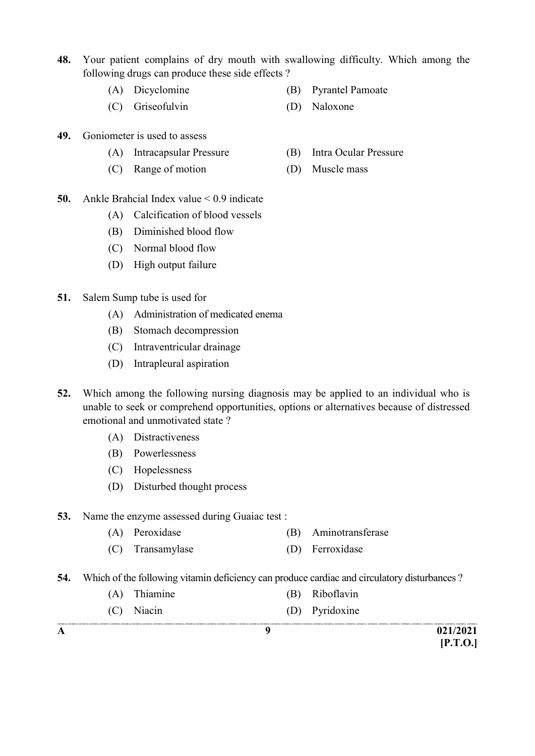48. Your patient complains of dry mouth with swallowing difficulty. Which among the following drugs can produce these side effects ?

    (A) Dicyclomine
    (B) Pyrantel Pamoate
    (C) Griseofulvin
    (D) Naloxone

49. Goniometer is used to assess

    (A) Intracapsular Pressure
    (B) Intra Ocular Pressure
    (C) Range of motion
    (D) Muscle mass

50. Ankle Brahcial Index value < 0.9 indicate

    (A) Calcification of blood vessels
    (B) Diminished blood flow
    (C) Normal blood flow
    (D) High output failure

51. Salem Sump tube is used for

    (A) Administration of medicated enema
    (B) Stomach decompression
    (C) Intraventricular drainage
    (D) Intrapleural aspiration

52. Which among the following nursing diagnosis may be applied to an individual who is unable to seek or comprehend opportunities, options or alternatives because of distressed emotional and unmotivated state ?

    (A) Distractiveness
    (B) Powerlessness
    (C) Hopelessness
    (D) Disturbed thought process

53. Name the enzyme assessed during Guaiac test :

    (A) Peroxidase
    (B) Aminotransferase
    (C) Transamylase
    (D) Ferroxidase

54. Which of the following vitamin deficiency can produce cardiac and circulatory disturbances ?

    (A) Thiamine
    (B) Riboflavin
    (C) Niacin
    (D) Pyridoxine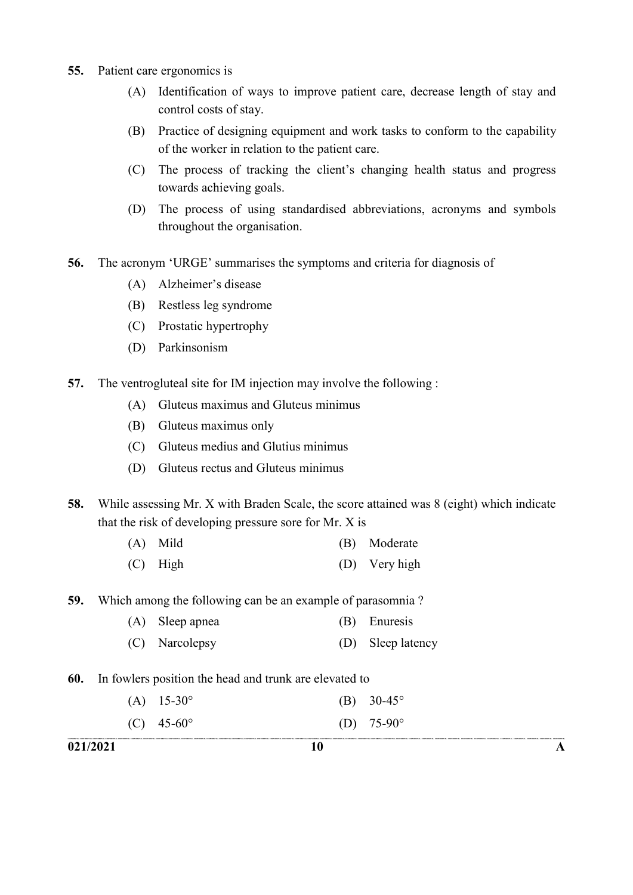55. Patient care ergonomics is

 (A) Identification of ways to improve patient care, decrease length of stay and control costs of stay.

 (B) Practice of designing equipment and work tasks to conform to the capability of the worker in relation to the patient care.

 (C) The process of tracking the client's changing health status and progress towards achieving goals.

 (D) The process of using standardised abbreviations, acronyms and symbols throughout the organisation.

56. The acronym 'URGE' summarises the symptoms and criteria for diagnosis of

 (A) Alzheimer's disease

 (B) Restless leg syndrome

 (C) Prostatic hypertrophy

 (D) Parkinsonism

57. The ventrogluteal site for IM injection may involve the following :

 (A) Gluteus maximus and Gluteus minimus

 (B) Gluteus maximus only

 (C) Gluteus medius and Glutius minimus

 (D) Gluteus rectus and Gluteus minimus

58. While assessing Mr. X with Braden Scale, the score attained was 8 (eight) which indicate that the risk of developing pressure sore for Mr. X is

 (A) Mild  (B) Moderate

 (C) High  (D) Very high

59. Which among the following can be an example of parasomnia ?

 (A) Sleep apnea  (B) Enuresis

 (C) Narcolepsy  (D) Sleep latency

60. In fowlers position the head and trunk are elevated to

 (A) 15-30°  (B) 30-45°

 (C) 45-60°  (D) 75-90°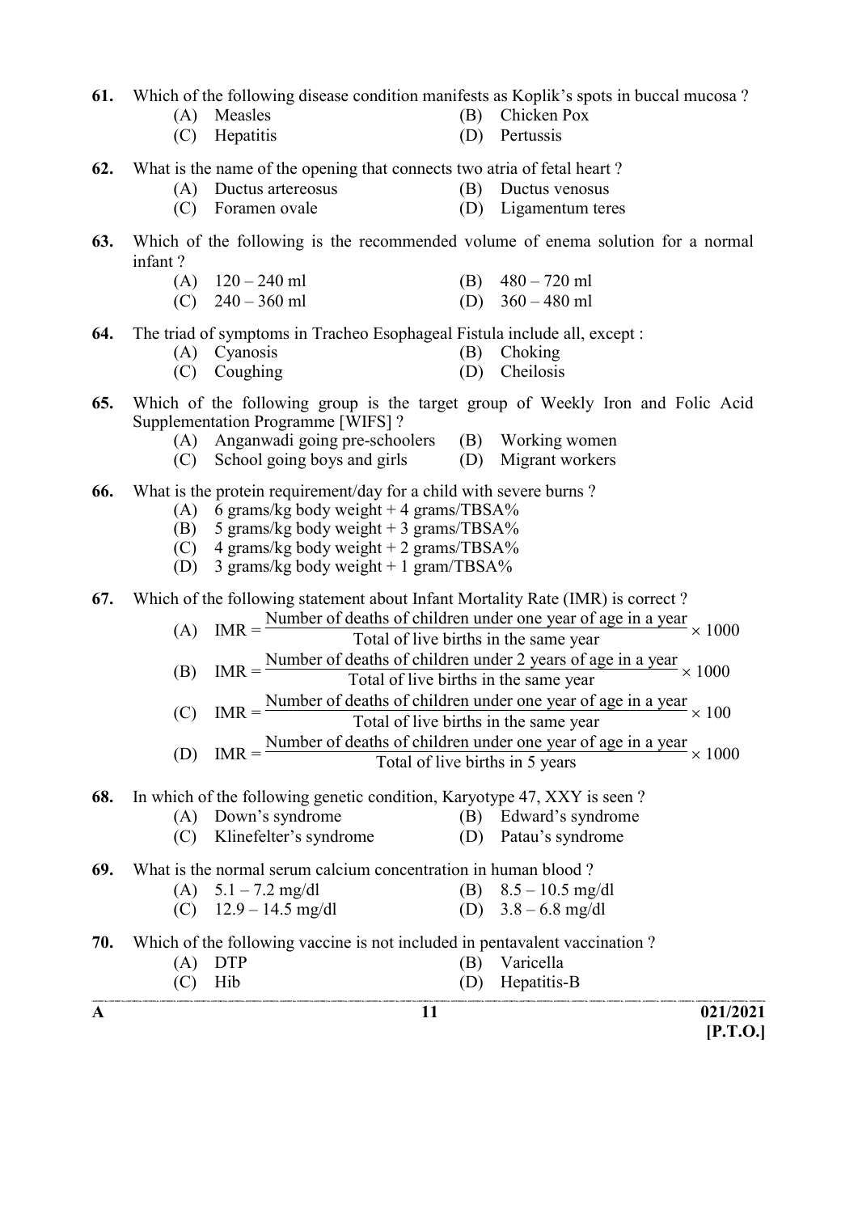**61.** Which of the following disease condition manifests as Koplik's spots in buccal mucosa ?

(A) Measles
(B) Chicken Pox
(C) Hepatitis
(D) Pertussis

**62.** What is the name of the opening that connects two atria of fetal heart ?

(A) Ductus artereosus
(B) Ductus venosus
(C) Foramen ovale
(D) Ligamentum teres

**63.** Which of the following is the recommended volume of enema solution for a normal infant ?

(A) 120 – 240 ml
(B) 480 – 720 ml
(C) 240 – 360 ml
(D) 360 – 480 ml

**64.** The triad of symptoms in Tracheo Esophageal Fistula include all, except :

(A) Cyanosis
(B) Choking
(C) Coughing
(D) Cheilosis

**65.** Which of the following group is the target group of Weekly Iron and Folic Acid Supplementation Programme [WIFS] ?

(A) Anganwadi going pre-schoolers
(B) Working women
(C) School going boys and girls
(D) Migrant workers

**66.** What is the protein requirement/day for a child with severe burns ?

(A) 6 grams/kg body weight + 4 grams/TBSA%
(B) 5 grams/kg body weight + 3 grams/TBSA%
(C) 4 grams/kg body weight + 2 grams/TBSA%
(D) 3 grams/kg body weight + 1 gram/TBSA%

**67.** Which of the following statement about Infant Mortality Rate (IMR) is correct ?

(A) $\text{IMR} = \dfrac{\text{Number of deaths of children under one year of age in a year}}{\text{Total of live births in the same year}} \times 1000$

(B) $\text{IMR} = \dfrac{\text{Number of deaths of children under 2 years of age in a year}}{\text{Total of live births in the same year}} \times 1000$

(C) $\text{IMR} = \dfrac{\text{Number of deaths of children under one year of age in a year}}{\text{Total of live births in the same year}} \times 100$

(D) $\text{IMR} = \dfrac{\text{Number of deaths of children under one year of age in a year}}{\text{Total of live births in 5 years}} \times 1000$

**68.** In which of the following genetic condition, Karyotype 47, XXY is seen ?

(A) Down's syndrome
(B) Edward's syndrome
(C) Klinefelter's syndrome
(D) Patau's syndrome

**69.** What is the normal serum calcium concentration in human blood ?

(A) 5.1 – 7.2 mg/dl
(B) 8.5 – 10.5 mg/dl
(C) 12.9 – 14.5 mg/dl
(D) 3.8 – 6.8 mg/dl

**70.** Which of the following vaccine is not included in pentavalent vaccination ?

(A) DTP
(B) Varicella
(C) Hib
(D) Hepatitis-B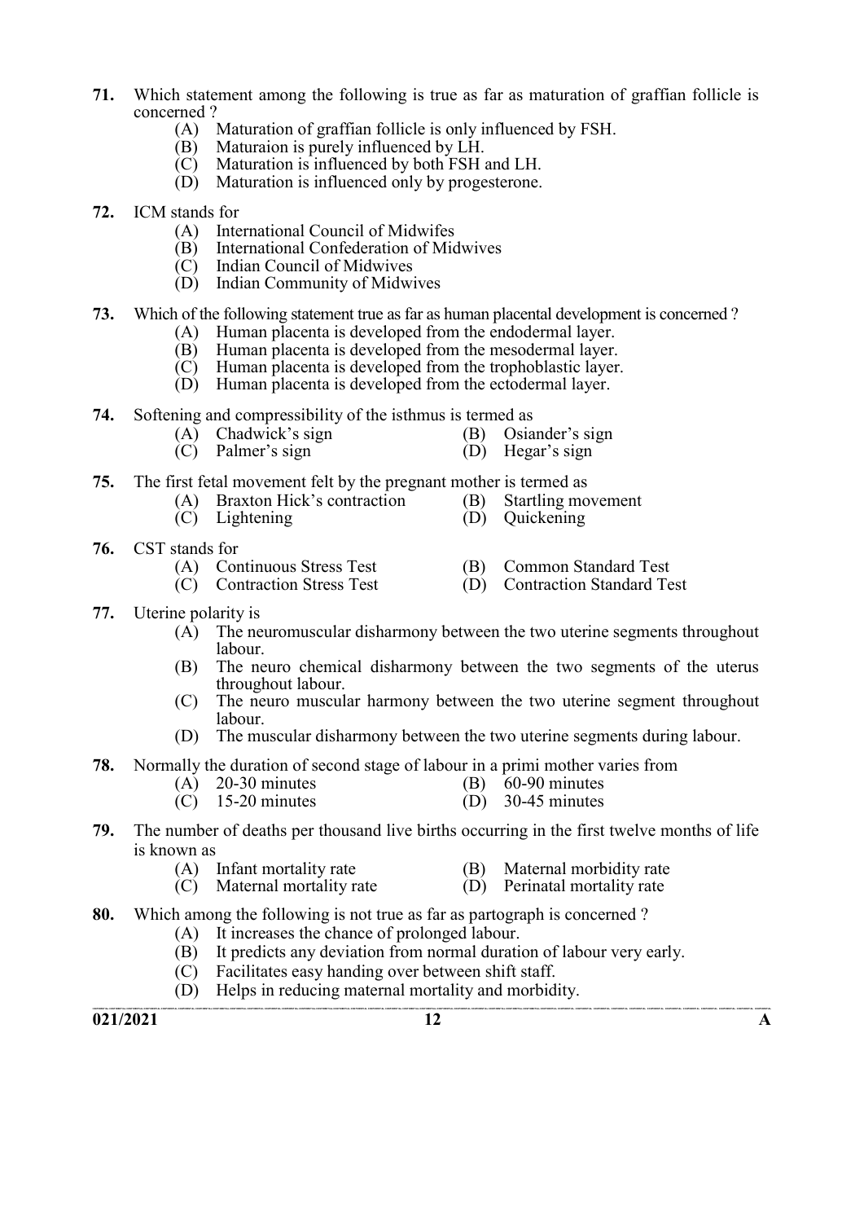**71.** Which statement among the following is true as far as maturation of graffian follicle is concerned ?

(A) Maturation of graffian follicle is only influenced by FSH.
(B) Maturaion is purely influenced by LH.
(C) Maturation is influenced by both FSH and LH.
(D) Maturation is influenced only by progesterone.

**72.** ICM stands for

(A) International Council of Midwifes
(B) International Confederation of Midwives
(C) Indian Council of Midwives
(D) Indian Community of Midwives

**73.** Which of the following statement true as far as human placental development is concerned ?

(A) Human placenta is developed from the endodermal layer.
(B) Human placenta is developed from the mesodermal layer.
(C) Human placenta is developed from the trophoblastic layer.
(D) Human placenta is developed from the ectodermal layer.

**74.** Softening and compressibility of the isthmus is termed as

(A) Chadwick's sign
(B) Osiander's sign
(C) Palmer's sign
(D) Hegar's sign

**75.** The first fetal movement felt by the pregnant mother is termed as

(A) Braxton Hick's contraction
(B) Startling movement
(C) Lightening
(D) Quickening

**76.** CST stands for

(A) Continuous Stress Test
(B) Common Standard Test
(C) Contraction Stress Test
(D) Contraction Standard Test

**77.** Uterine polarity is

(A) The neuromuscular disharmony between the two uterine segments throughout labour.
(B) The neuro chemical disharmony between the two segments of the uterus throughout labour.
(C) The neuro muscular harmony between the two uterine segment throughout labour.
(D) The muscular disharmony between the two uterine segments during labour.

**78.** Normally the duration of second stage of labour in a primi mother varies from

(A) 20-30 minutes
(B) 60-90 minutes
(C) 15-20 minutes
(D) 30-45 minutes

**79.** The number of deaths per thousand live births occurring in the first twelve months of life is known as

(A) Infant mortality rate
(B) Maternal morbidity rate
(C) Maternal mortality rate
(D) Perinatal mortality rate

**80.** Which among the following is not true as far as partograph is concerned ?

(A) It increases the chance of prolonged labour.
(B) It predicts any deviation from normal duration of labour very early.
(C) Facilitates easy handing over between shift staff.
(D) Helps in reducing maternal mortality and morbidity.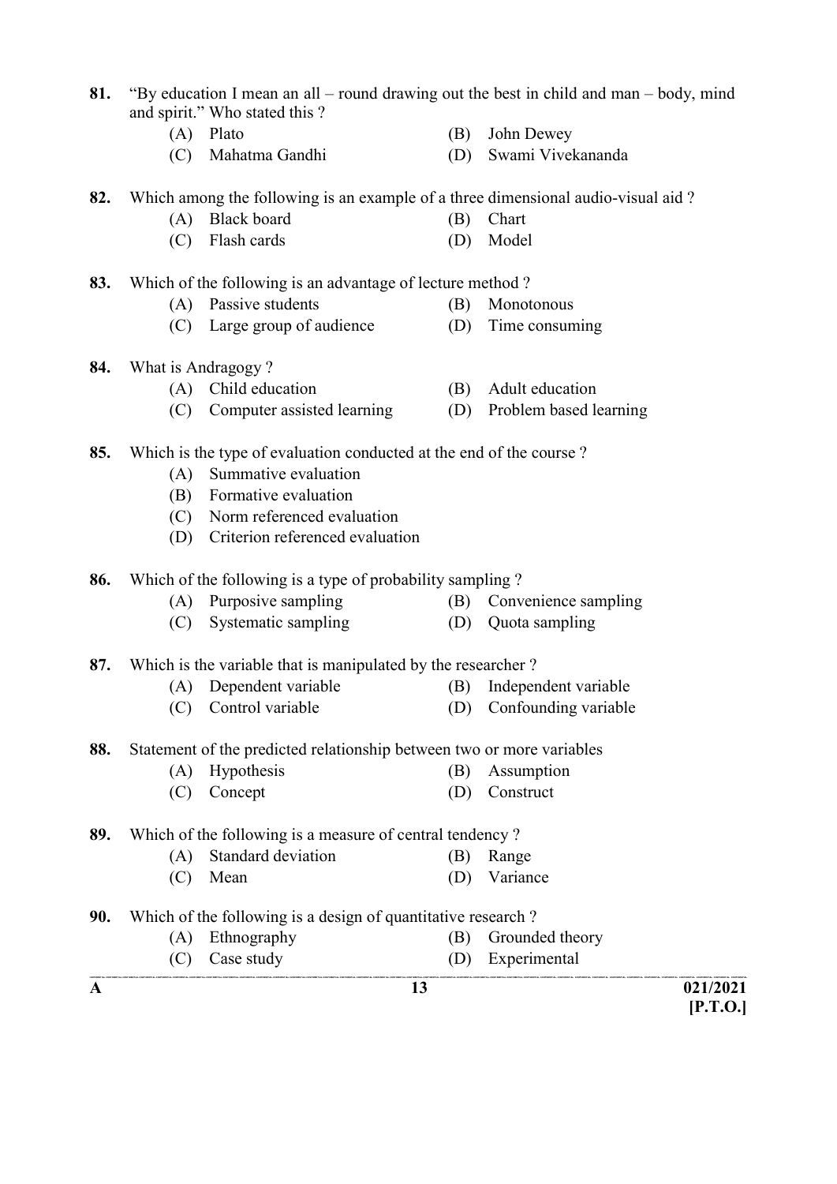81. "By education I mean an all – round drawing out the best in child and man – body, mind and spirit." Who stated this ?

   (A) Plato
   (B) John Dewey
   (C) Mahatma Gandhi
   (D) Swami Vivekananda

82. Which among the following is an example of a three dimensional audio-visual aid ?

   (A) Black board
   (B) Chart
   (C) Flash cards
   (D) Model

83. Which of the following is an advantage of lecture method ?

   (A) Passive students
   (B) Monotonous
   (C) Large group of audience
   (D) Time consuming

84. What is Andragogy ?

   (A) Child education
   (B) Adult education
   (C) Computer assisted learning
   (D) Problem based learning

85. Which is the type of evaluation conducted at the end of the course ?

   (A) Summative evaluation
   (B) Formative evaluation
   (C) Norm referenced evaluation
   (D) Criterion referenced evaluation

86. Which of the following is a type of probability sampling ?

   (A) Purposive sampling
   (B) Convenience sampling
   (C) Systematic sampling
   (D) Quota sampling

87. Which is the variable that is manipulated by the researcher ?

   (A) Dependent variable
   (B) Independent variable
   (C) Control variable
   (D) Confounding variable

88. Statement of the predicted relationship between two or more variables

   (A) Hypothesis
   (B) Assumption
   (C) Concept
   (D) Construct

89. Which of the following is a measure of central tendency ?

   (A) Standard deviation
   (B) Range
   (C) Mean
   (D) Variance

90. Which of the following is a design of quantitative research ?

   (A) Ethnography
   (B) Grounded theory
   (C) Case study
   (D) Experimental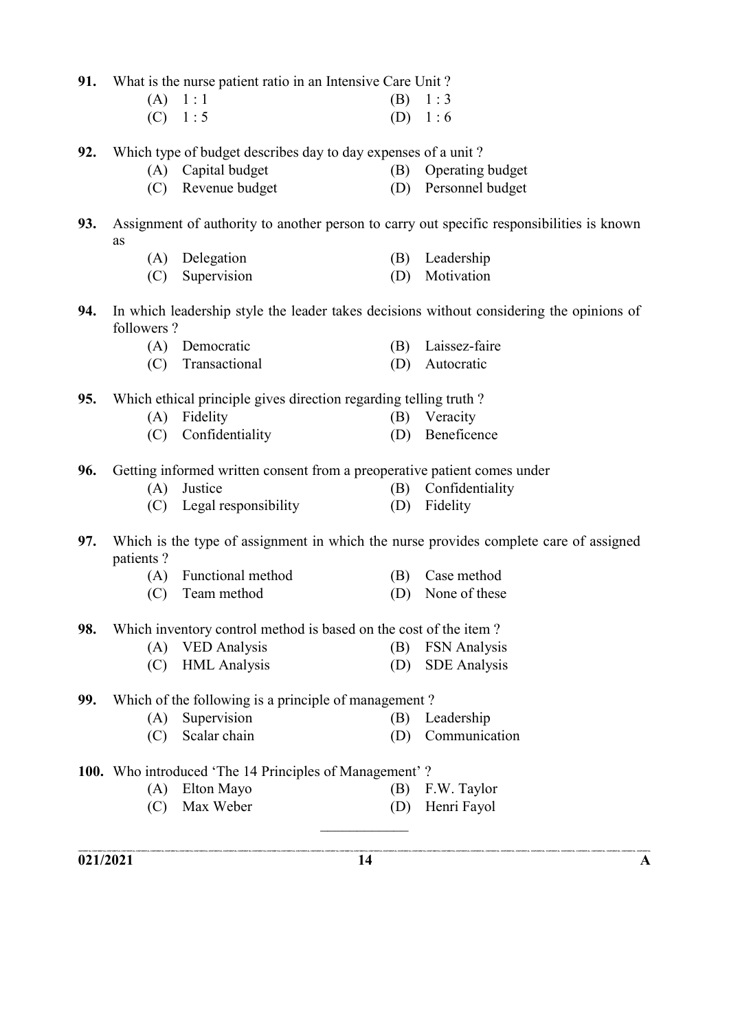91. What is the nurse patient ratio in an Intensive Care Unit ?
   (A) 1 : 1
   (B) 1 : 3
   (C) 1 : 5
   (D) 1 : 6

92. Which type of budget describes day to day expenses of a unit ?
   (A) Capital budget
   (B) Operating budget
   (C) Revenue budget
   (D) Personnel budget

93. Assignment of authority to another person to carry out specific responsibilities is known as
   (A) Delegation
   (B) Leadership
   (C) Supervision
   (D) Motivation

94. In which leadership style the leader takes decisions without considering the opinions of followers ?
   (A) Democratic
   (B) Laissez-faire
   (C) Transactional
   (D) Autocratic

95. Which ethical principle gives direction regarding telling truth ?
   (A) Fidelity
   (B) Veracity
   (C) Confidentiality
   (D) Beneficence

96. Getting informed written consent from a preoperative patient comes under
   (A) Justice
   (B) Confidentiality
   (C) Legal responsibility
   (D) Fidelity

97. Which is the type of assignment in which the nurse provides complete care of assigned patients ?
   (A) Functional method
   (B) Case method
   (C) Team method
   (D) None of these

98. Which inventory control method is based on the cost of the item ?
   (A) VED Analysis
   (B) FSN Analysis
   (C) HML Analysis
   (D) SDE Analysis

99. Which of the following is a principle of management ?
   (A) Supervision
   (B) Leadership
   (C) Scalar chain
   (D) Communication

100. Who introduced 'The 14 Principles of Management' ?
   (A) Elton Mayo
   (B) F.W. Taylor
   (C) Max Weber
   (D) Henri Fayol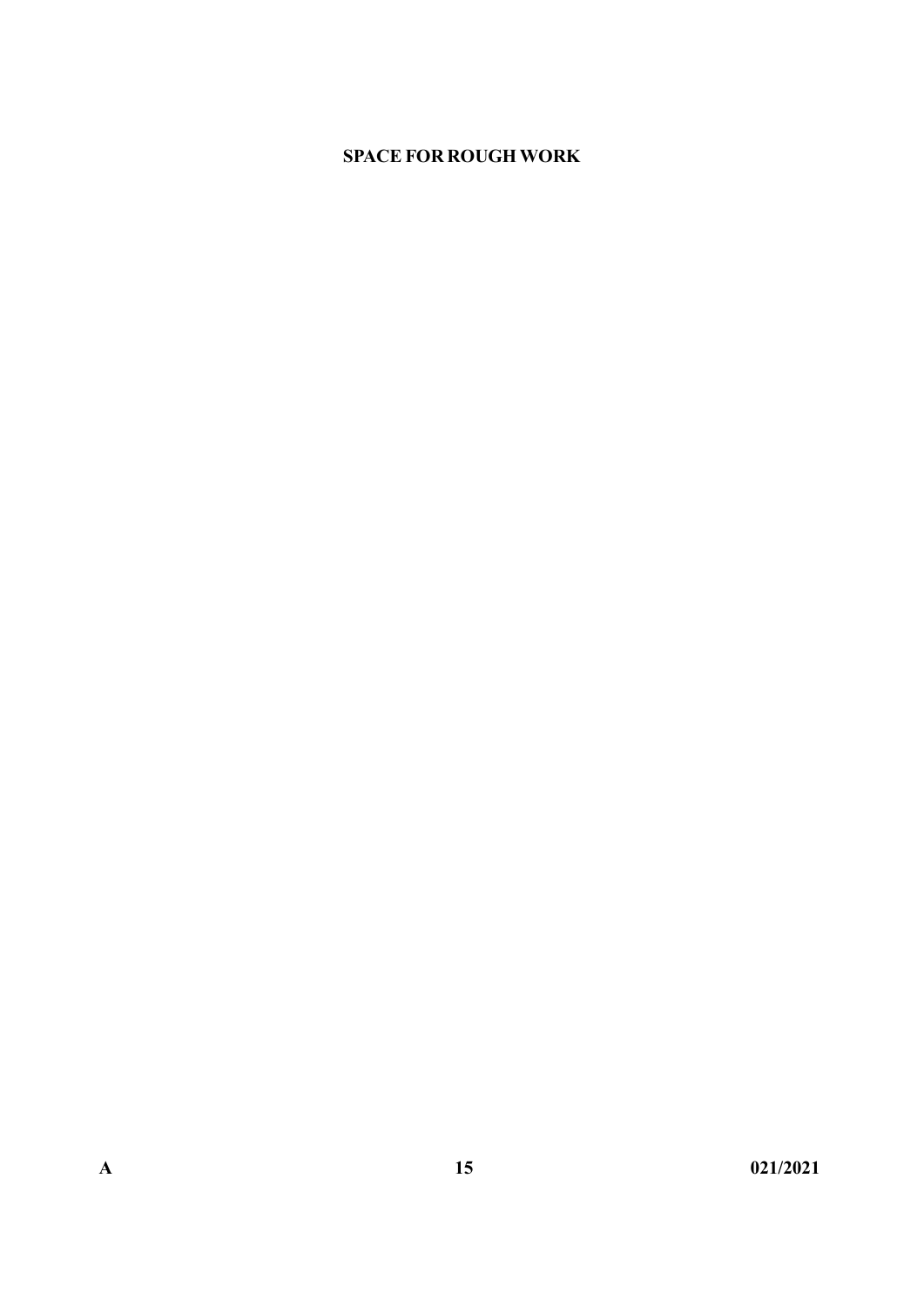**SPACE FOR ROUGH WORK**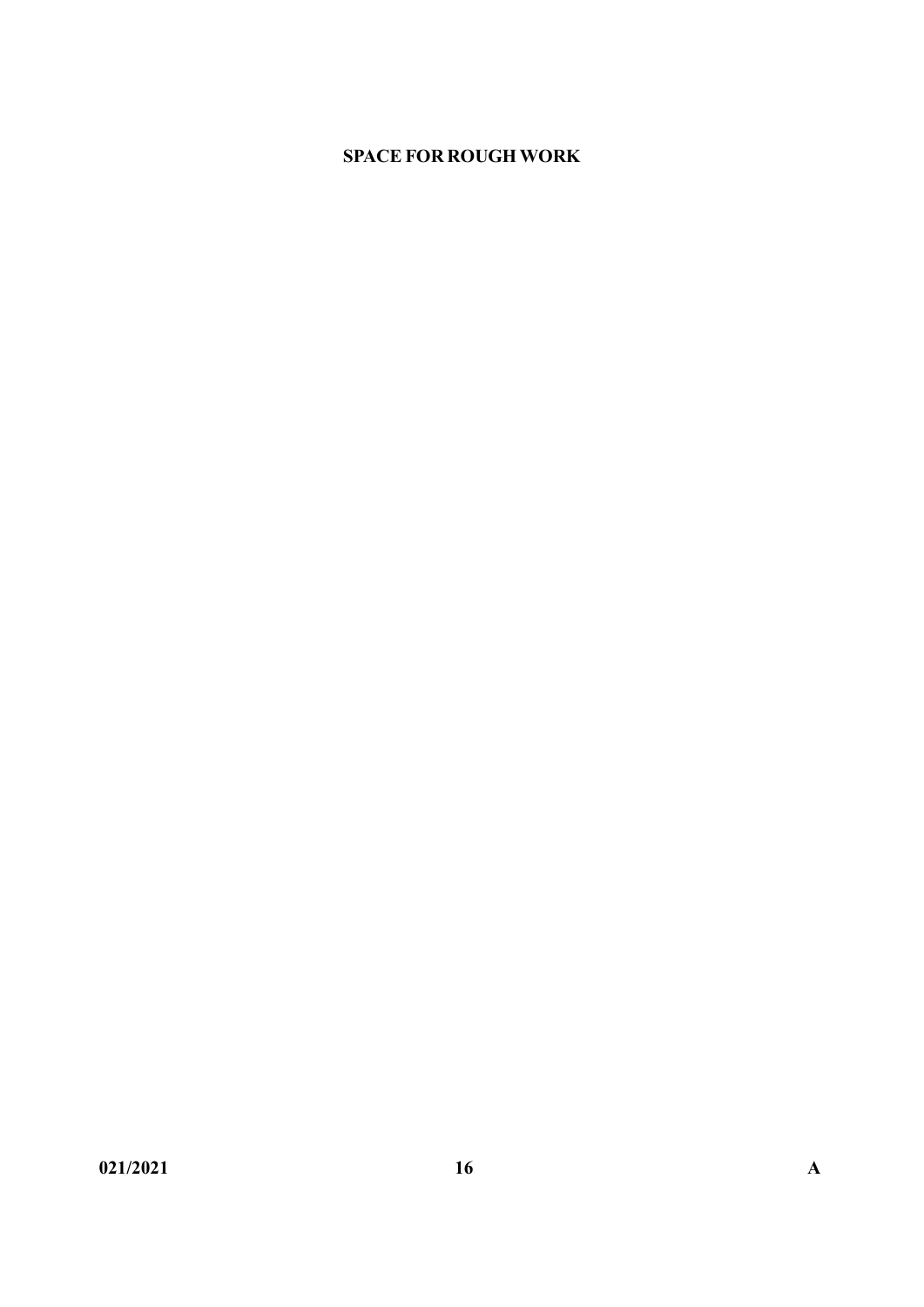**SPACE FOR ROUGH WORK**